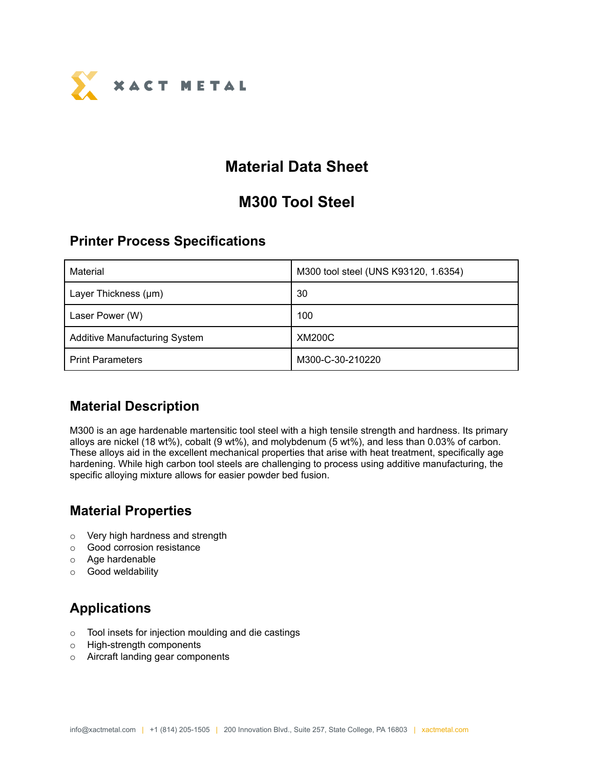XACT METAL

# Material Data Sheet

# M300 Tool Steel

## Printer Process Specifications

| Material | M300 tool steel (UNS K93120, 1.6354) |
|---|---|
| Layer Thickness (µm) | 30 |
| Laser Power (W) | 100 |
| Additive Manufacturing System | XM200C |
| Print Parameters | M300-C-30-210220 |

## Material Description

M300 is an age hardenable martensitic tool steel with a high tensile strength and hardness. Its primary alloys are nickel (18 wt%), cobalt (9 wt%), and molybdenum (5 wt%), and less than 0.03% of carbon. These alloys aid in the excellent mechanical properties that arise with heat treatment, specifically age hardening. While high carbon tool steels are challenging to process using additive manufacturing, the specific alloying mixture allows for easier powder bed fusion.

## Material Properties

- Very high hardness and strength
- Good corrosion resistance
- Age hardenable
- Good weldability

## Applications

- Tool insets for injection moulding and die castings
- High-strength components
- Aircraft landing gear components

info@xactmetal.com | +1 (814) 205-1505 | 200 Innovation Blvd., Suite 257, State College, PA 16803 | xactmetal.com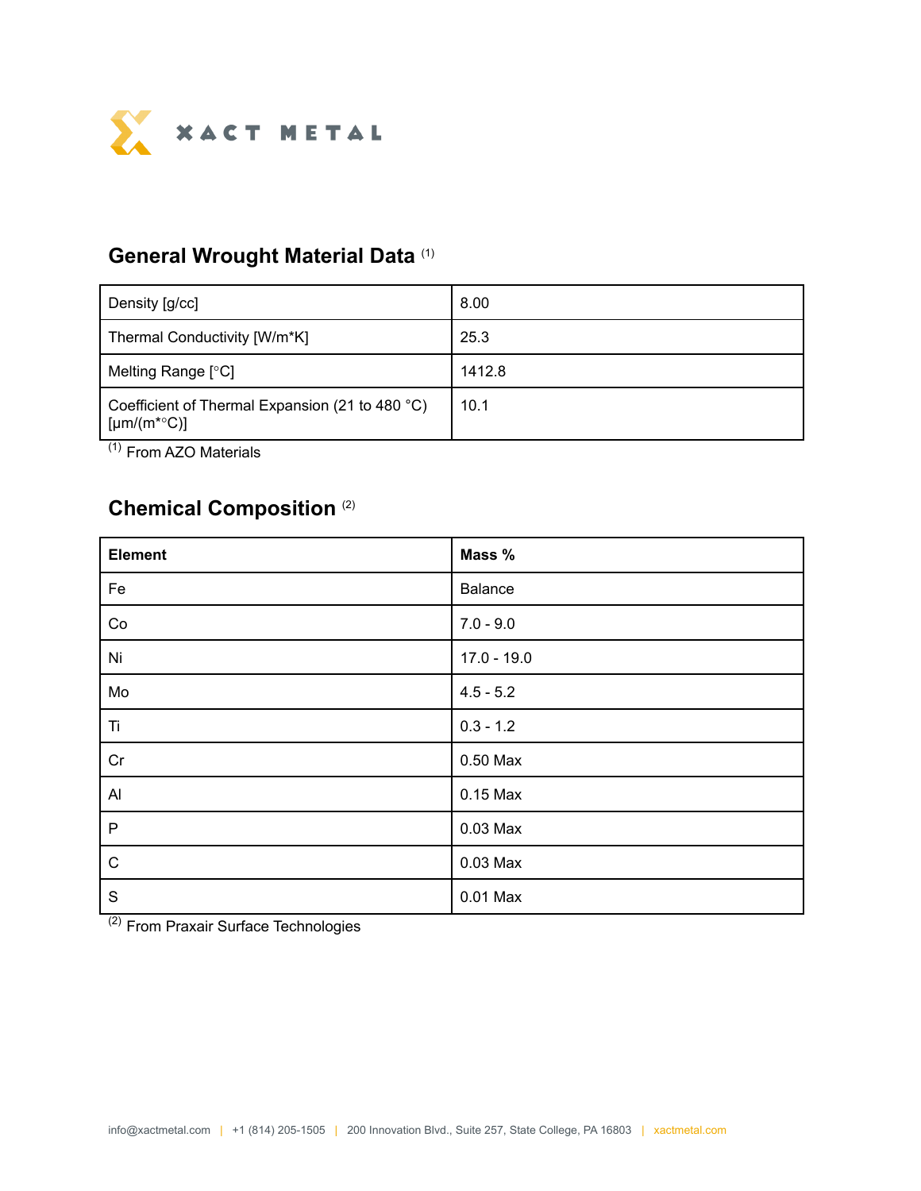## General Wrought Material Data [(1)]

| Density [g/cc] | 8.00 |
|---|---|
| Thermal Conductivity [W/m*K] | 25.3 |
| Melting Range [°C] | 1412.8 |
| Coefficient of Thermal Expansion (21 to 480 °C) [μm/(m*°C)] | 10.1 |

[(1)] From AZO Materials

## Chemical Composition [(2)]

| **Element** | **Mass %** |
|---|---|
| Fe | Balance |
| Co | 7.0 - 9.0 |
| Ni | 17.0 - 19.0 |
| Mo | 4.5 - 5.2 |
| Ti | 0.3 - 1.2 |
| Cr | 0.50 Max |
| Al | 0.15 Max |
| P | 0.03 Max |
| C | 0.03 Max |
| S | 0.01 Max |

[(2)] From Praxair Surface Technologies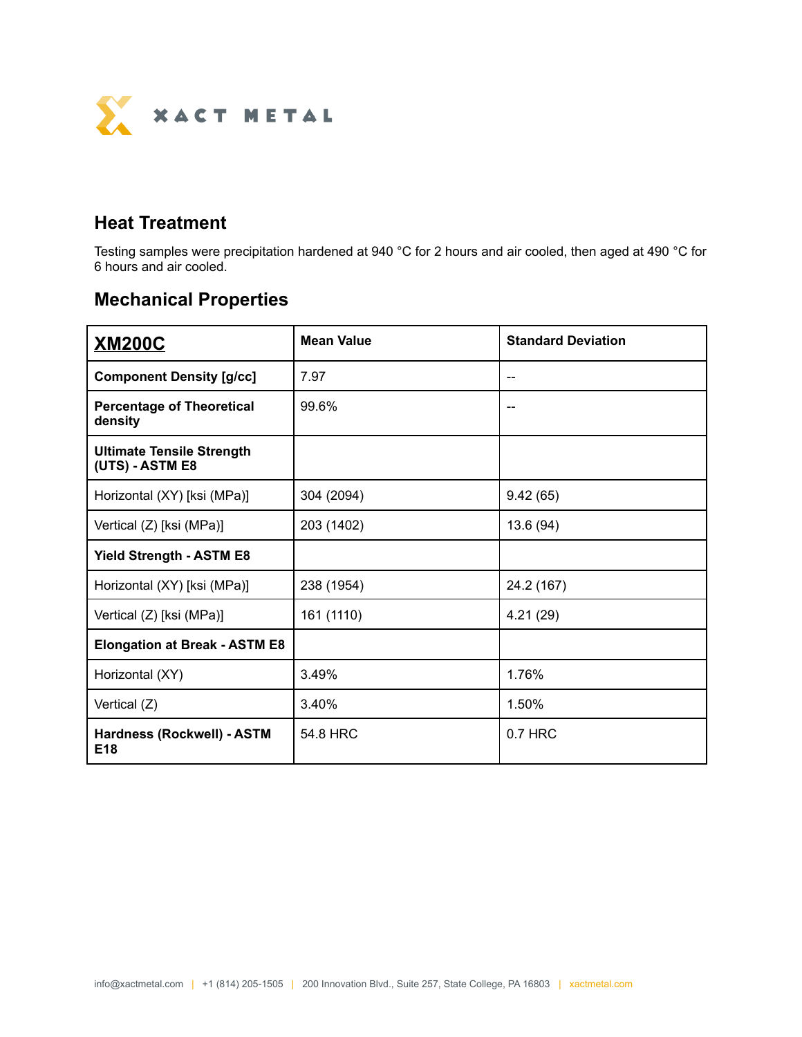## Heat Treatment

Testing samples were precipitation hardened at 940 °C for 2 hours and air cooled, then aged at 490 °C for 6 hours and air cooled.

## Mechanical Properties

| **XM200C** | **Mean Value** | **Standard Deviation** |
|---|---|---|
| **Component Density [g/cc]** | 7.97 | -- |
| **Percentage of Theoretical density** | 99.6% | -- |
| **Ultimate Tensile Strength (UTS) - ASTM E8** | | |
| Horizontal (XY) [ksi (MPa)] | 304 (2094) | 9.42 (65) |
| Vertical (Z) [ksi (MPa)] | 203 (1402) | 13.6 (94) |
| **Yield Strength - ASTM E8** | | |
| Horizontal (XY) [ksi (MPa)] | 238 (1954) | 24.2 (167) |
| Vertical (Z) [ksi (MPa)] | 161 (1110) | 4.21 (29) |
| **Elongation at Break - ASTM E8** | | |
| Horizontal (XY) | 3.49% | 1.76% |
| Vertical (Z) | 3.40% | 1.50% |
| **Hardness (Rockwell) - ASTM E18** | 54.8 HRC | 0.7 HRC |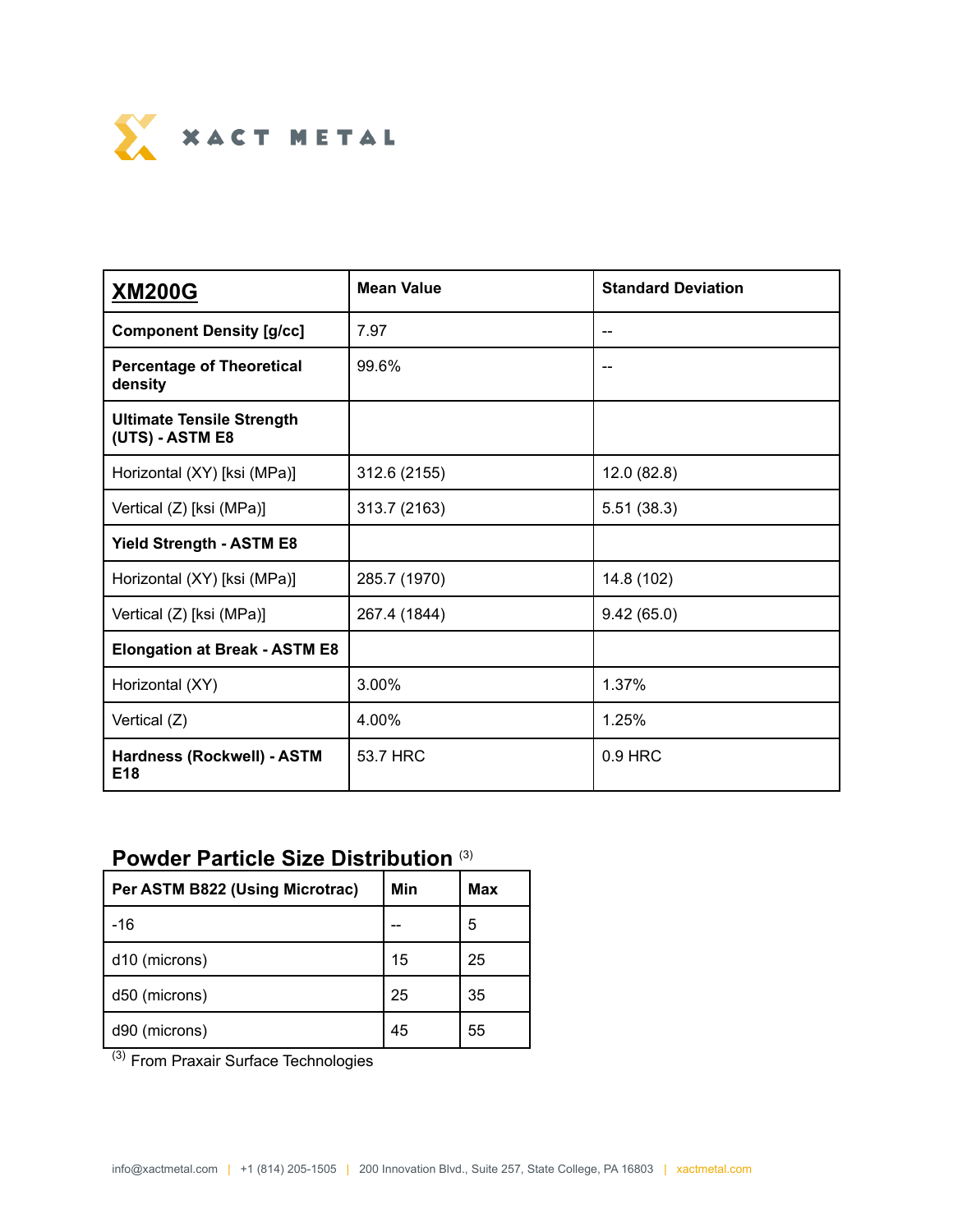XACT METAL

| **XM200G** | **Mean Value** | **Standard Deviation** |
| --- | --- | --- |
| **Component Density [g/cc]** | 7.97 | -- |
| **Percentage of Theoretical density** | 99.6% | -- |
| **Ultimate Tensile Strength (UTS) - ASTM E8** | | |
| Horizontal (XY) [ksi (MPa)] | 312.6 (2155) | 12.0 (82.8) |
| Vertical (Z) [ksi (MPa)] | 313.7 (2163) | 5.51 (38.3) |
| **Yield Strength - ASTM E8** | | |
| Horizontal (XY) [ksi (MPa)] | 285.7 (1970) | 14.8 (102) |
| Vertical (Z) [ksi (MPa)] | 267.4 (1844) | 9.42 (65.0) |
| **Elongation at Break - ASTM E8** | | |
| Horizontal (XY) | 3.00% | 1.37% |
| Vertical (Z) | 4.00% | 1.25% |
| **Hardness (Rockwell) - ASTM E18** | 53.7 HRC | 0.9 HRC |

## Powder Particle Size Distribution [3]

| **Per ASTM B822 (Using Microtrac)** | **Min** | **Max** |
| --- | --- | --- |
| -16 | -- | 5 |
| d10 (microns) | 15 | 25 |
| d50 (microns) | 25 | 35 |
| d90 (microns) | 45 | 55 |

[3] From Praxair Surface Technologies

info@xactmetal.com | +1 (814) 205-1505 | 200 Innovation Blvd., Suite 257, State College, PA 16803 | xactmetal.com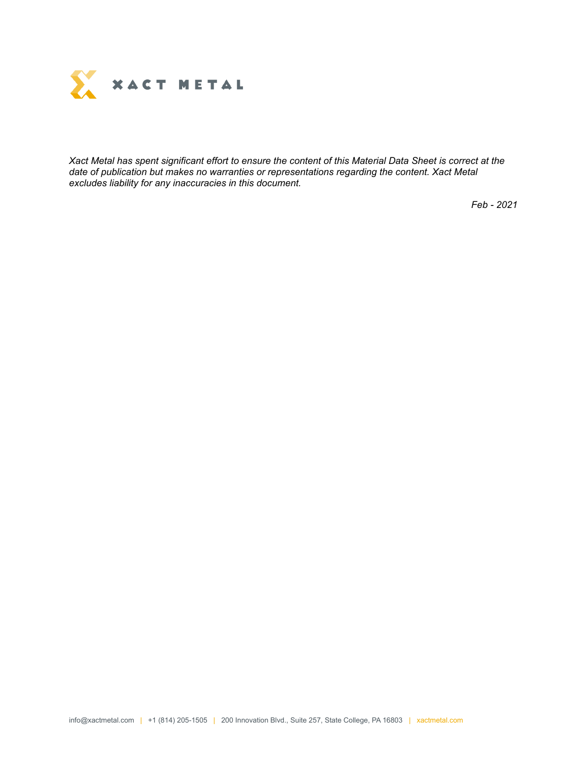*Xact Metal has spent significant effort to ensure the content of this Material Data Sheet is correct at the date of publication but makes no warranties or representations regarding the content. Xact Metal excludes liability for any inaccuracies in this document.*

*Feb - 2021*